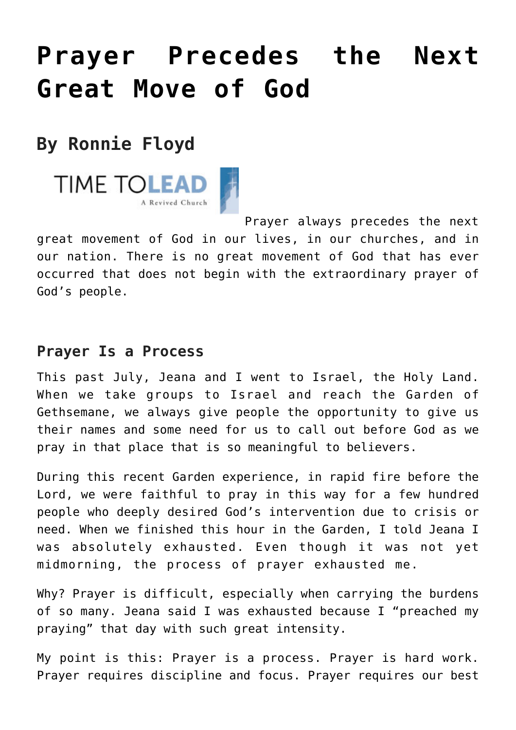# Prayer Precedes the Next Great Move of God

## By Ronnie Floyd

Prayer always precedes the next great movement of God in our lives, in our churches, and in our nation. There is no great movement of God that has ever occurred that does not begin with the extraordinary prayer of God's people.

### Prayer Is a Process

This past July, Jeana and I went to Israel, the Holy Land. When we take groups to Israel and reach the Garden of Gethsemane, we always give people the opportunity to give us their names and some need for us to call out before God as we pray in that place that is so meaningful to believers.

During this recent Garden experience, in rapid fire before the Lord, we were faithful to pray in this way for a few hundred people who deeply desired God's intervention due to crisis or need. When we finished this hour in the Garden, I told Jeana I was absolutely exhausted. Even though it was not yet midmorning, the process of prayer exhausted me.

Why? Prayer is difficult, especially when carrying the burdens of so many. Jeana said I was exhausted because I "preached my praying" that day with such great intensity.

My point is this: Prayer is a process. Prayer is hard work. Prayer requires discipline and focus. Prayer requires our best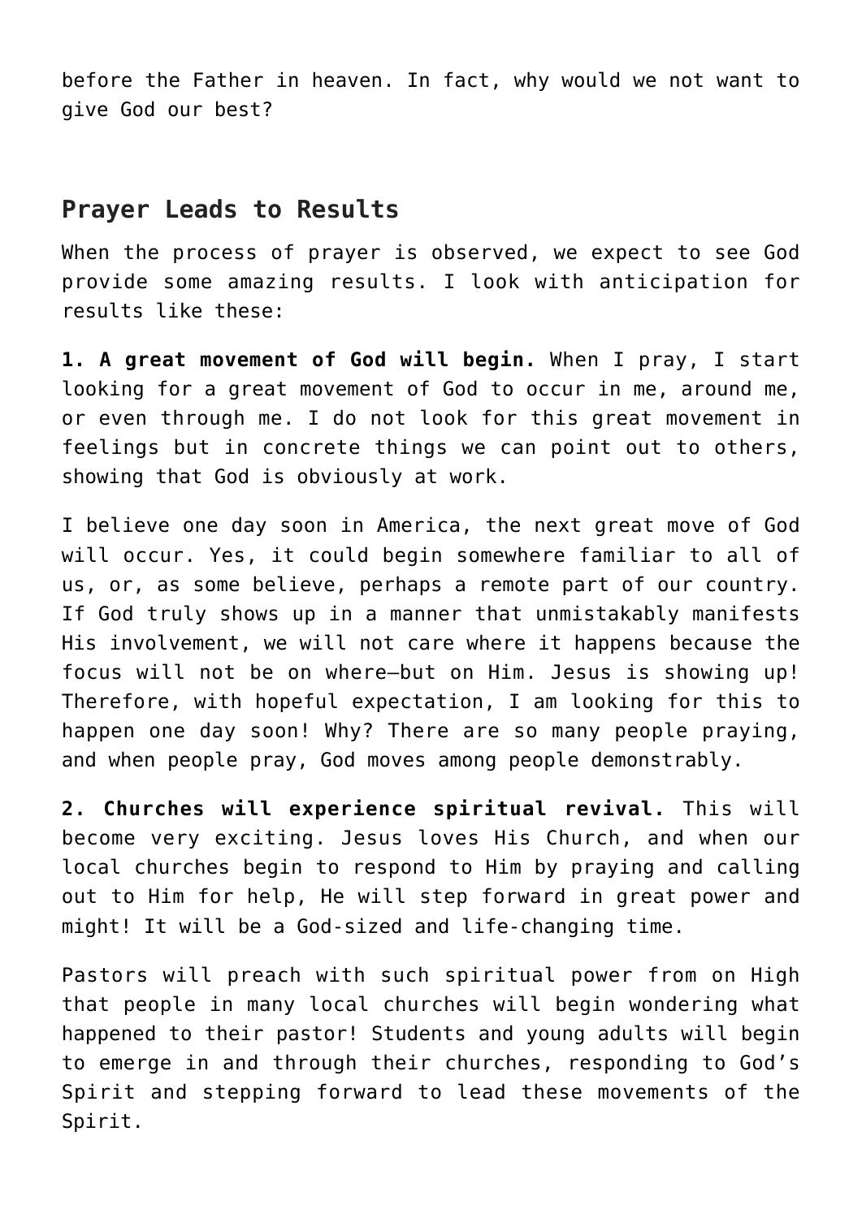before the Father in heaven. In fact, why would we not want to give God our best?

## Prayer Leads to Results

When the process of prayer is observed, we expect to see God provide some amazing results. I look with anticipation for results like these:

**1. A great movement of God will begin.** When I pray, I start looking for a great movement of God to occur in me, around me, or even through me. I do not look for this great movement in feelings but in concrete things we can point out to others, showing that God is obviously at work.

I believe one day soon in America, the next great move of God will occur. Yes, it could begin somewhere familiar to all of us, or, as some believe, perhaps a remote part of our country. If God truly shows up in a manner that unmistakably manifests His involvement, we will not care where it happens because the focus will not be on where—but on Him. Jesus is showing up! Therefore, with hopeful expectation, I am looking for this to happen one day soon! Why? There are so many people praying, and when people pray, God moves among people demonstrably.

**2. Churches will experience spiritual revival.** This will become very exciting. Jesus loves His Church, and when our local churches begin to respond to Him by praying and calling out to Him for help, He will step forward in great power and might! It will be a God-sized and life-changing time.

Pastors will preach with such spiritual power from on High that people in many local churches will begin wondering what happened to their pastor! Students and young adults will begin to emerge in and through their churches, responding to God's Spirit and stepping forward to lead these movements of the Spirit.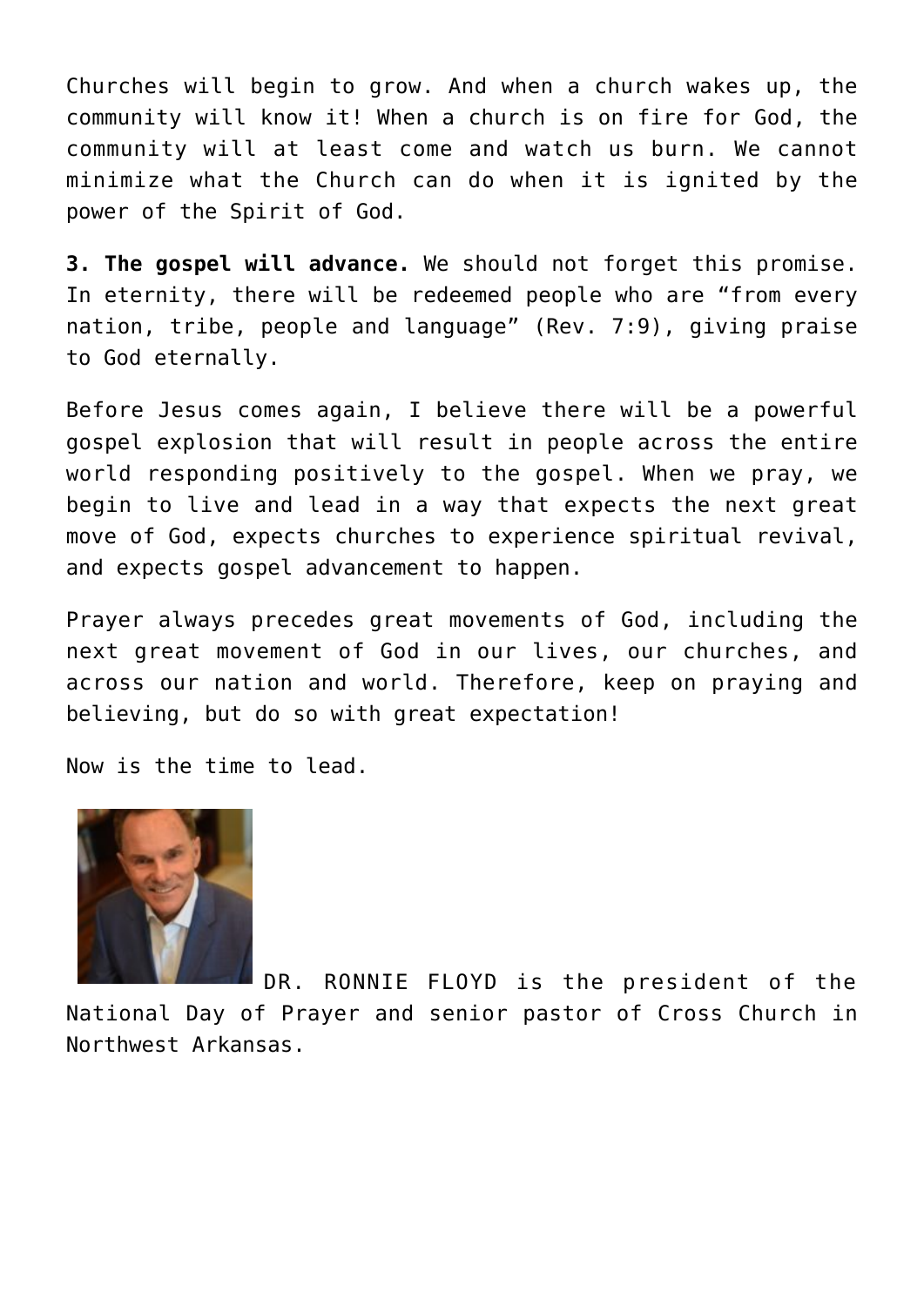Churches will begin to grow. And when a church wakes up, the community will know it! When a church is on fire for God, the community will at least come and watch us burn. We cannot minimize what the Church can do when it is ignited by the power of the Spirit of God.

**3. The gospel will advance.** We should not forget this promise. In eternity, there will be redeemed people who are "from every nation, tribe, people and language" (Rev. 7:9), giving praise to God eternally.

Before Jesus comes again, I believe there will be a powerful gospel explosion that will result in people across the entire world responding positively to the gospel. When we pray, we begin to live and lead in a way that expects the next great move of God, expects churches to experience spiritual revival, and expects gospel advancement to happen.

Prayer always precedes great movements of God, including the next great movement of God in our lives, our churches, and across our nation and world. Therefore, keep on praying and believing, but do so with great expectation!

Now is the time to lead.

DR. RONNIE FLOYD is the president of the National Day of Prayer and senior pastor of Cross Church in Northwest Arkansas.